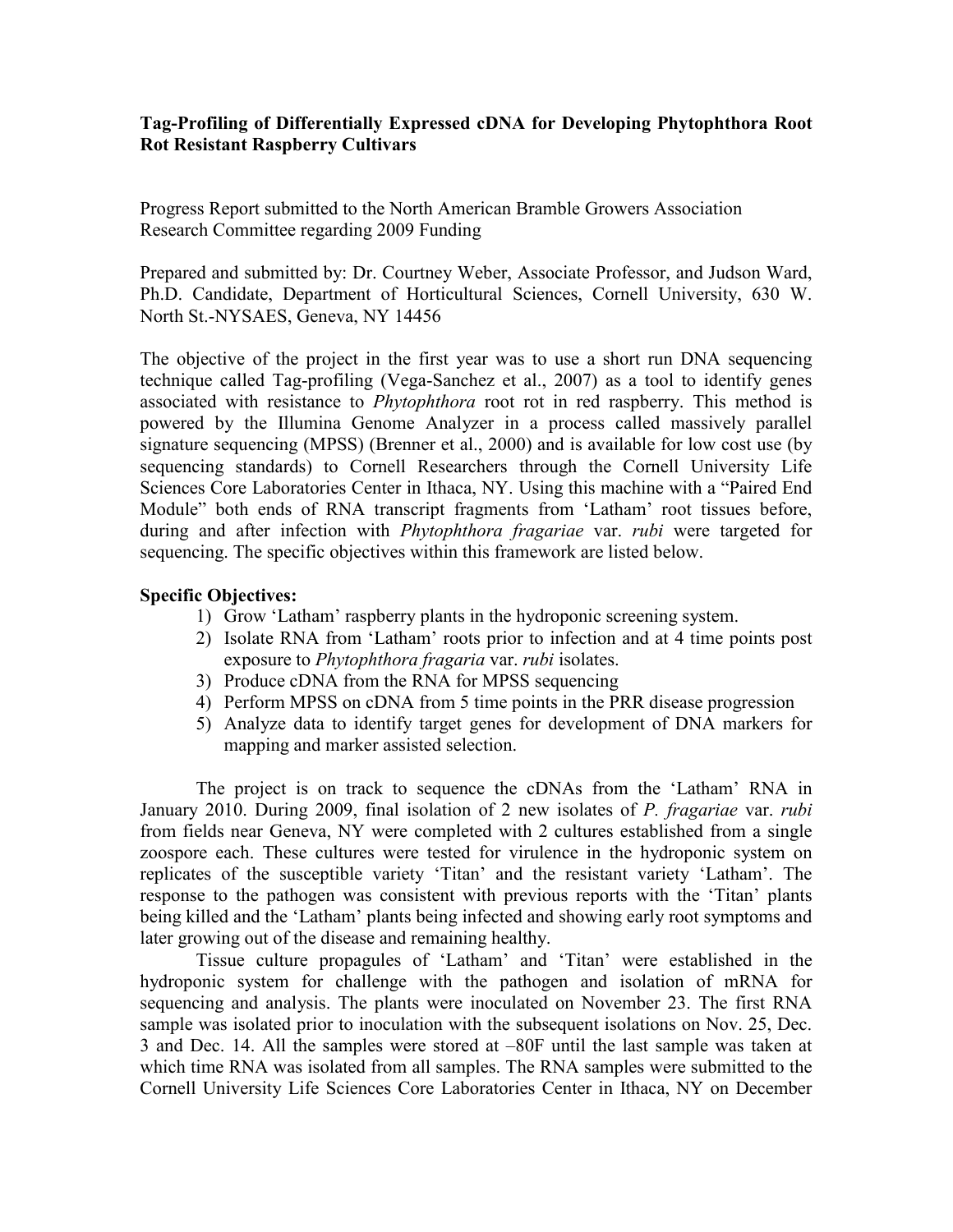**Tag-Profiling of Differentially Expressed cDNA for Developing Phytophthora Root Rot Resistant Raspberry Cultivars**

Progress Report submitted to the North American Bramble Growers Association Research Committee regarding 2009 Funding

Prepared and submitted by: Dr. Courtney Weber, Associate Professor, and Judson Ward, Ph.D. Candidate, Department of Horticultural Sciences, Cornell University, 630 W. North St.-NYSAES, Geneva, NY 14456

The objective of the project in the first year was to use a short run DNA sequencing technique called Tag-profiling (Vega-Sanchez et al., 2007) as a tool to identify genes associated with resistance to *Phytophthora* root rot in red raspberry. This method is powered by the Illumina Genome Analyzer in a process called massively parallel signature sequencing (MPSS) (Brenner et al., 2000) and is available for low cost use (by sequencing standards) to Cornell Researchers through the Cornell University Life Sciences Core Laboratories Center in Ithaca, NY. Using this machine with a "Paired End Module" both ends of RNA transcript fragments from 'Latham' root tissues before, during and after infection with *Phytophthora fragariae* var. *rubi* were targeted for sequencing. The specific objectives within this framework are listed below.

**Specific Objectives:**

1) Grow 'Latham' raspberry plants in the hydroponic screening system.
2) Isolate RNA from 'Latham' roots prior to infection and at 4 time points post exposure to *Phytophthora fragaria* var. *rubi* isolates.
3) Produce cDNA from the RNA for MPSS sequencing
4) Perform MPSS on cDNA from 5 time points in the PRR disease progression
5) Analyze data to identify target genes for development of DNA markers for mapping and marker assisted selection.

The project is on track to sequence the cDNAs from the 'Latham' RNA in January 2010. During 2009, final isolation of 2 new isolates of *P. fragariae* var. *rubi* from fields near Geneva, NY were completed with 2 cultures established from a single zoospore each. These cultures were tested for virulence in the hydroponic system on replicates of the susceptible variety 'Titan' and the resistant variety 'Latham'. The response to the pathogen was consistent with previous reports with the 'Titan' plants being killed and the 'Latham' plants being infected and showing early root symptoms and later growing out of the disease and remaining healthy.

Tissue culture propagules of 'Latham' and 'Titan' were established in the hydroponic system for challenge with the pathogen and isolation of mRNA for sequencing and analysis. The plants were inoculated on November 23. The first RNA sample was isolated prior to inoculation with the subsequent isolations on Nov. 25, Dec. 3 and Dec. 14. All the samples were stored at –80F until the last sample was taken at which time RNA was isolated from all samples. The RNA samples were submitted to the Cornell University Life Sciences Core Laboratories Center in Ithaca, NY on December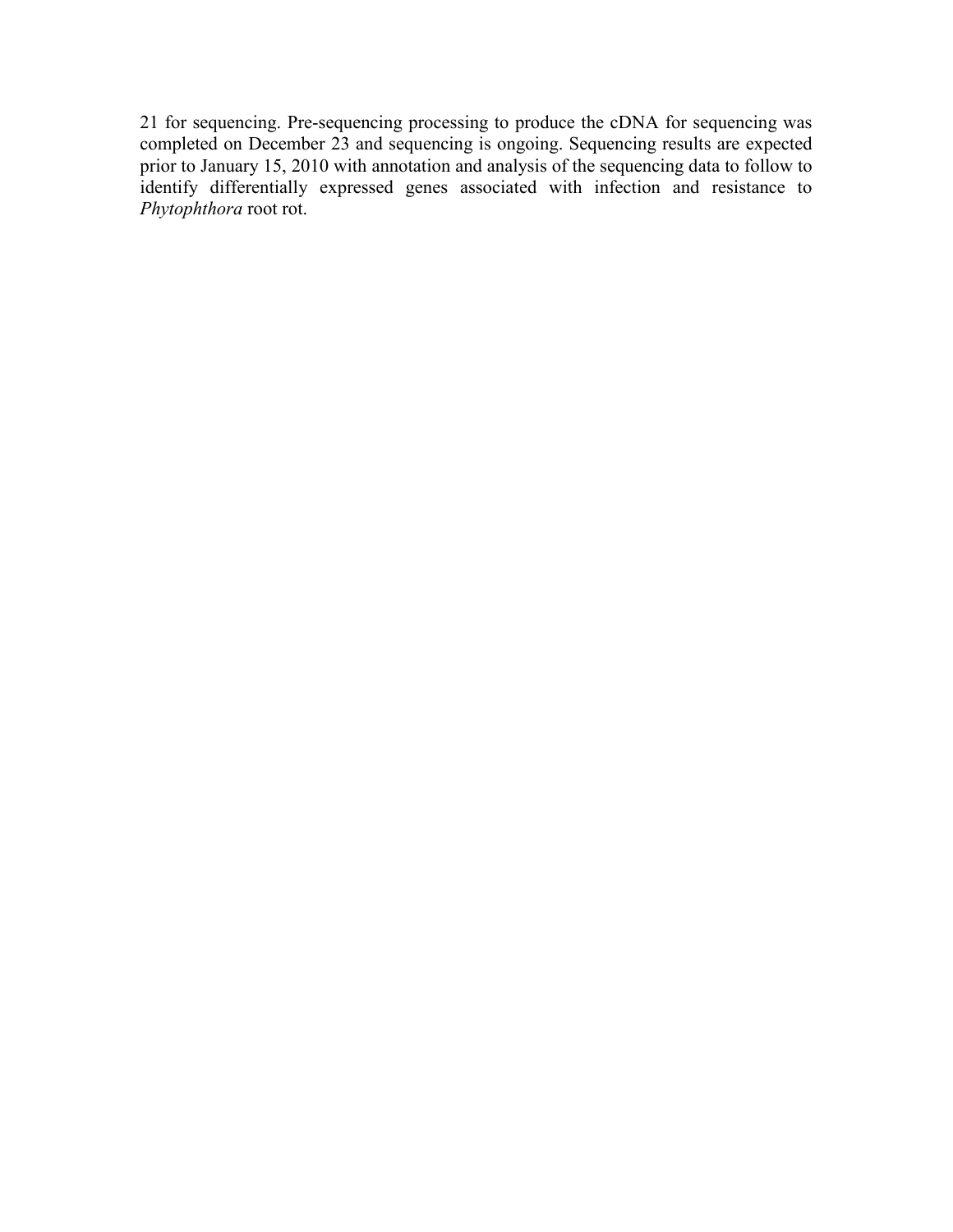21 for sequencing. Pre-sequencing processing to produce the cDNA for sequencing was completed on December 23 and sequencing is ongoing. Sequencing results are expected prior to January 15, 2010 with annotation and analysis of the sequencing data to follow to identify differentially expressed genes associated with infection and resistance to *Phytophthora* root rot.